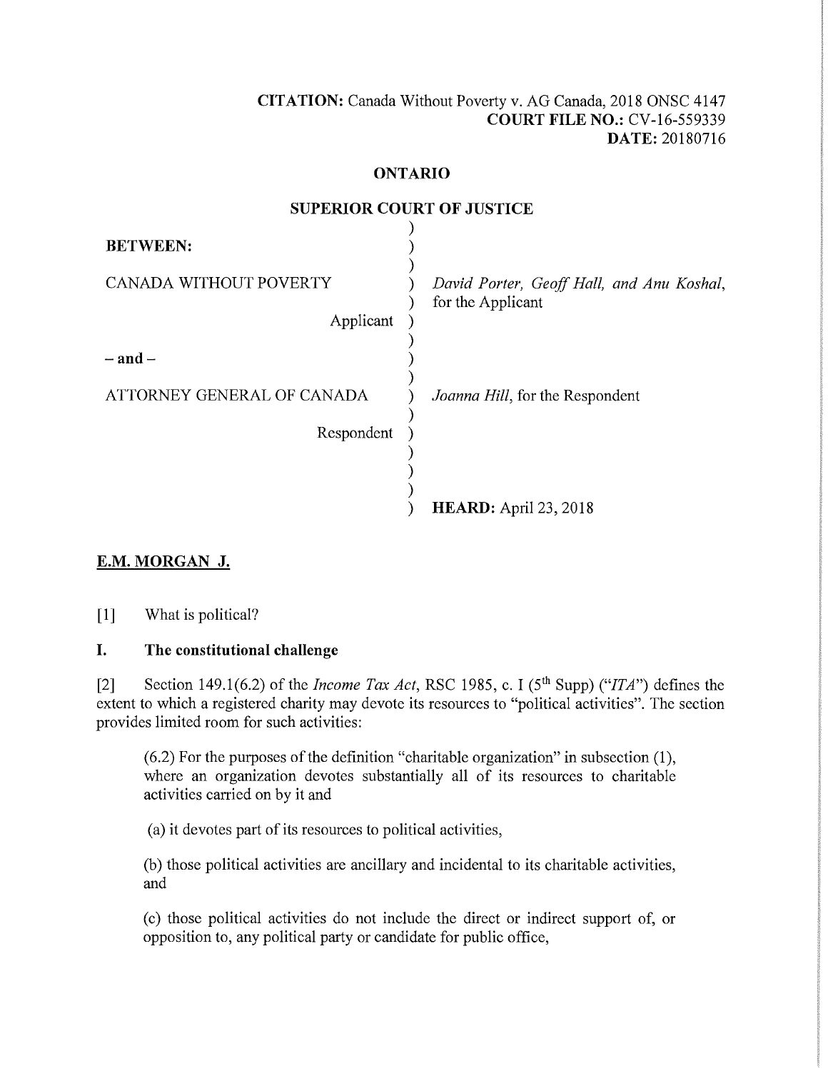**CITATION:** Canada Without Poverty v. AG Canada, 2018 ONSC 4147
**COURT FILE NO.:** CV-16-559339
**DATE:** 20180716

**ONTARIO**

**SUPERIOR COURT OF JUSTICE**

| | |
|---|---|
| **BETWEEN:** | |
| CANADA WITHOUT POVERTY<br>Applicant | *David Porter, Geoff Hall, and Anu Koshal*, for the Applicant |
| – and – | |
| ATTORNEY GENERAL OF CANADA<br>Respondent | *Joanna Hill*, for the Respondent |
| | **HEARD:** April 23, 2018 |

**E.M. MORGAN J.**

[1] What is political?

## I. The constitutional challenge

[2] Section 149.1(6.2) of the *Income Tax Act*, RSC 1985, c. I (5th Supp) ("*ITA*") defines the extent to which a registered charity may devote its resources to "political activities". The section provides limited room for such activities:

> (6.2) For the purposes of the definition "charitable organization" in subsection (1), where an organization devotes substantially all of its resources to charitable activities carried on by it and
>
> (a) it devotes part of its resources to political activities,
>
> (b) those political activities are ancillary and incidental to its charitable activities, and
>
> (c) those political activities do not include the direct or indirect support of, or opposition to, any political party or candidate for public office,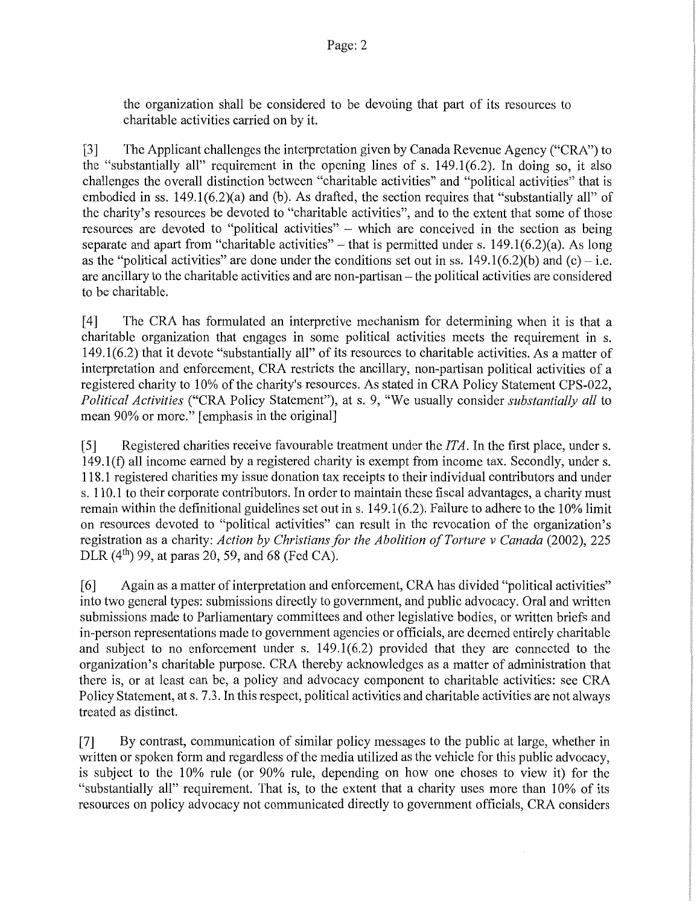the organization shall be considered to be devoting that part of its resources to charitable activities carried on by it.

[3] The Applicant challenges the interpretation given by Canada Revenue Agency ("CRA") to the "substantially all" requirement in the opening lines of s. 149.1(6.2). In doing so, it also challenges the overall distinction between "charitable activities" and "political activities" that is embodied in ss. 149.1(6.2)(a) and (b). As drafted, the section requires that "substantially all" of the charity's resources be devoted to "charitable activities", and to the extent that some of those resources are devoted to "political activities" – which are conceived in the section as being separate and apart from "charitable activities" – that is permitted under s. 149.1(6.2)(a). As long as the "political activities" are done under the conditions set out in ss. 149.1(6.2)(b) and (c) – i.e. are ancillary to the charitable activities and are non-partisan – the political activities are considered to be charitable.

[4] The CRA has formulated an interpretive mechanism for determining when it is that a charitable organization that engages in some political activities meets the requirement in s. 149.1(6.2) that it devote "substantially all" of its resources to charitable activities. As a matter of interpretation and enforcement, CRA restricts the ancillary, non-partisan political activities of a registered charity to 10% of the charity's resources. As stated in CRA Policy Statement CPS-022, *Political Activities* ("CRA Policy Statement"), at s. 9, "We usually consider *substantially all* to mean 90% or more." [emphasis in the original]

[5] Registered charities receive favourable treatment under the *ITA*. In the first place, under s. 149.1(f) all income earned by a registered charity is exempt from income tax. Secondly, under s. 118.1 registered charities my issue donation tax receipts to their individual contributors and under s. 110.1 to their corporate contributors. In order to maintain these fiscal advantages, a charity must remain within the definitional guidelines set out in s. 149.1(6.2). Failure to adhere to the 10% limit on resources devoted to "political activities" can result in the revocation of the organization's registration as a charity: *Action by Christians for the Abolition of Torture v Canada* (2002), 225 DLR (4th) 99, at paras 20, 59, and 68 (Fed CA).

[6] Again as a matter of interpretation and enforcement, CRA has divided "political activities" into two general types: submissions directly to government, and public advocacy. Oral and written submissions made to Parliamentary committees and other legislative bodies, or written briefs and in-person representations made to government agencies or officials, are deemed entirely charitable and subject to no enforcement under s. 149.1(6.2) provided that they are connected to the organization's charitable purpose. CRA thereby acknowledges as a matter of administration that there is, or at least can be, a policy and advocacy component to charitable activities: see CRA Policy Statement, at s. 7.3. In this respect, political activities and charitable activities are not always treated as distinct.

[7] By contrast, communication of similar policy messages to the public at large, whether in written or spoken form and regardless of the media utilized as the vehicle for this public advocacy, is subject to the 10% rule (or 90% rule, depending on how one choses to view it) for the "substantially all" requirement. That is, to the extent that a charity uses more than 10% of its resources on policy advocacy not communicated directly to government officials, CRA considers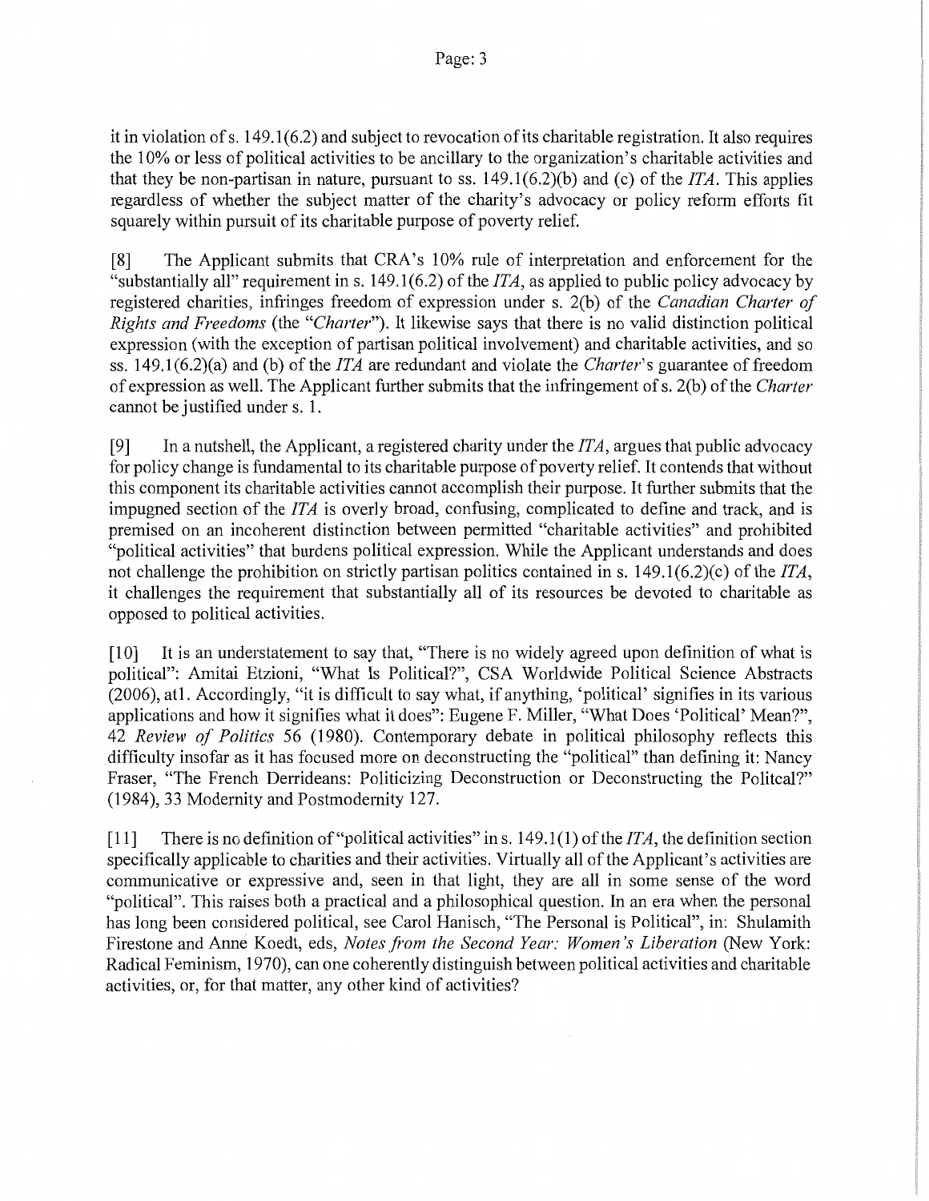it in violation of s. 149.1(6.2) and subject to revocation of its charitable registration. It also requires the 10% or less of political activities to be ancillary to the organization's charitable activities and that they be non-partisan in nature, pursuant to ss. 149.1(6.2)(b) and (c) of the *ITA*. This applies regardless of whether the subject matter of the charity's advocacy or policy reform efforts fit squarely within pursuit of its charitable purpose of poverty relief.

[8] The Applicant submits that CRA's 10% rule of interpretation and enforcement for the "substantially all" requirement in s. 149.1(6.2) of the *ITA*, as applied to public policy advocacy by registered charities, infringes freedom of expression under s. 2(b) of the *Canadian Charter of Rights and Freedoms* (the "*Charter*"). It likewise says that there is no valid distinction political expression (with the exception of partisan political involvement) and charitable activities, and so ss. 149.1(6.2)(a) and (b) of the *ITA* are redundant and violate the *Charter*'s guarantee of freedom of expression as well. The Applicant further submits that the infringement of s. 2(b) of the *Charter* cannot be justified under s. 1.

[9] In a nutshell, the Applicant, a registered charity under the *ITA*, argues that public advocacy for policy change is fundamental to its charitable purpose of poverty relief. It contends that without this component its charitable activities cannot accomplish their purpose. It further submits that the impugned section of the *ITA* is overly broad, confusing, complicated to define and track, and is premised on an incoherent distinction between permitted "charitable activities" and prohibited "political activities" that burdens political expression. While the Applicant understands and does not challenge the prohibition on strictly partisan politics contained in s. 149.1(6.2)(c) of the *ITA*, it challenges the requirement that substantially all of its resources be devoted to charitable as opposed to political activities.

[10] It is an understatement to say that, "There is no widely agreed upon definition of what is political": Amitai Etzioni, "What Is Political?", CSA Worldwide Political Science Abstracts (2006), at1. Accordingly, "it is difficult to say what, if anything, 'political' signifies in its various applications and how it signifies what it does": Eugene F. Miller, "What Does 'Political' Mean?", 42 *Review of Politics* 56 (1980). Contemporary debate in political philosophy reflects this difficulty insofar as it has focused more on deconstructing the "political" than defining it: Nancy Fraser, "The French Derrideans: Politicizing Deconstruction or Deconstructing the Politcal?" (1984), 33 Modernity and Postmodernity 127.

[11] There is no definition of "political activities" in s. 149.1(1) of the *ITA*, the definition section specifically applicable to charities and their activities. Virtually all of the Applicant's activities are communicative or expressive and, seen in that light, they are all in some sense of the word "political". This raises both a practical and a philosophical question. In an era when the personal has long been considered political, see Carol Hanisch, "The Personal is Political", in: Shulamith Firestone and Anne Koedt, eds, *Notes from the Second Year: Women's Liberation* (New York: Radical Feminism, 1970), can one coherently distinguish between political activities and charitable activities, or, for that matter, any other kind of activities?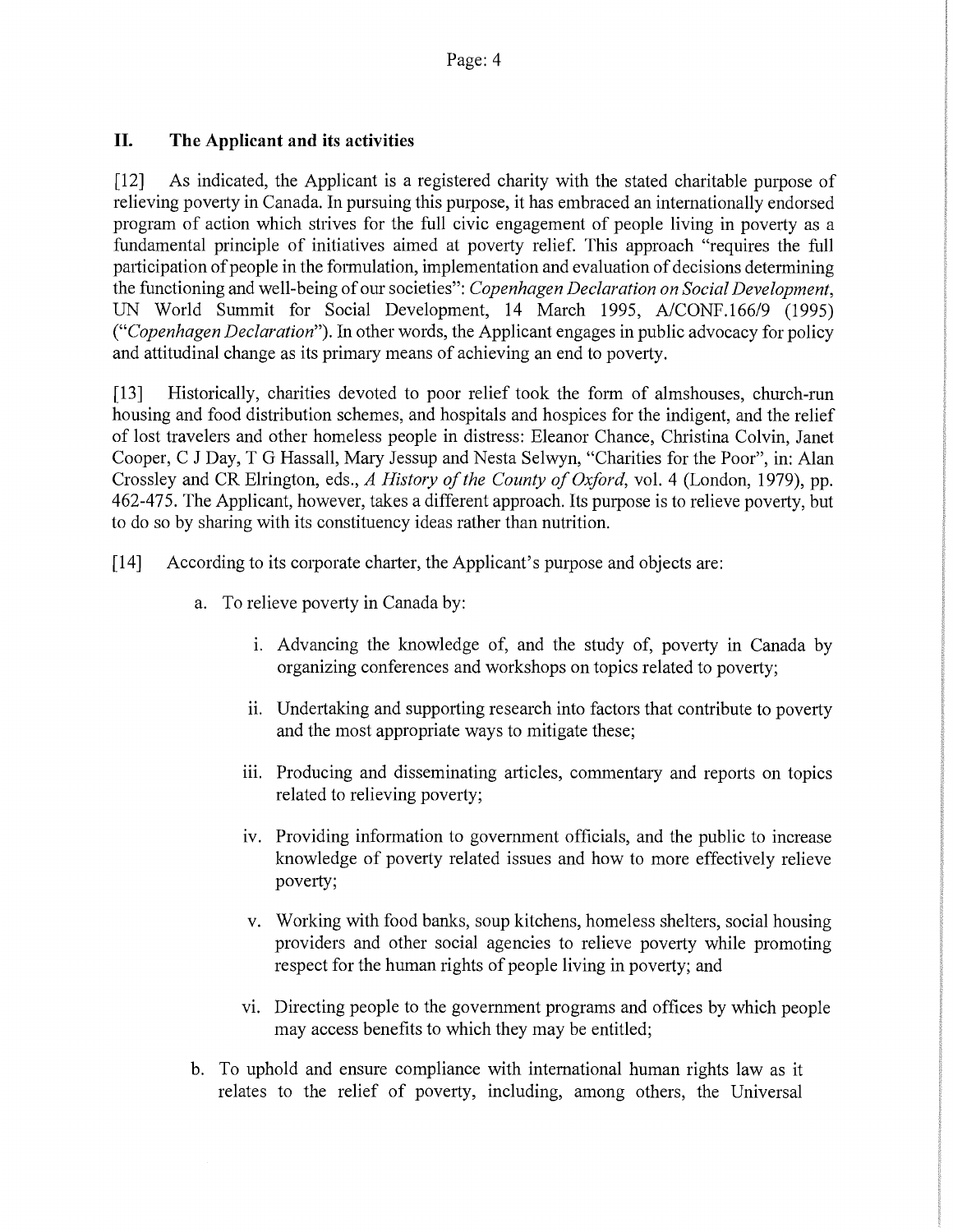## II. The Applicant and its activities

[12] As indicated, the Applicant is a registered charity with the stated charitable purpose of relieving poverty in Canada. In pursuing this purpose, it has embraced an internationally endorsed program of action which strives for the full civic engagement of people living in poverty as a fundamental principle of initiatives aimed at poverty relief. This approach "requires the full participation of people in the formulation, implementation and evaluation of decisions determining the functioning and well-being of our societies": *Copenhagen Declaration on Social Development*, UN World Summit for Social Development, 14 March 1995, A/CONF.166/9 (1995) ("*Copenhagen Declaration*"). In other words, the Applicant engages in public advocacy for policy and attitudinal change as its primary means of achieving an end to poverty.

[13] Historically, charities devoted to poor relief took the form of almshouses, church-run housing and food distribution schemes, and hospitals and hospices for the indigent, and the relief of lost travelers and other homeless people in distress: Eleanor Chance, Christina Colvin, Janet Cooper, C J Day, T G Hassall, Mary Jessup and Nesta Selwyn, "Charities for the Poor", in: Alan Crossley and CR Elrington, eds., *A History of the County of Oxford*, vol. 4 (London, 1979), pp. 462-475. The Applicant, however, takes a different approach. Its purpose is to relieve poverty, but to do so by sharing with its constituency ideas rather than nutrition.

[14] According to its corporate charter, the Applicant's purpose and objects are:

a. To relieve poverty in Canada by:

   i. Advancing the knowledge of, and the study of, poverty in Canada by organizing conferences and workshops on topics related to poverty;

   ii. Undertaking and supporting research into factors that contribute to poverty and the most appropriate ways to mitigate these;

   iii. Producing and disseminating articles, commentary and reports on topics related to relieving poverty;

   iv. Providing information to government officials, and the public to increase knowledge of poverty related issues and how to more effectively relieve poverty;

   v. Working with food banks, soup kitchens, homeless shelters, social housing providers and other social agencies to relieve poverty while promoting respect for the human rights of people living in poverty; and

   vi. Directing people to the government programs and offices by which people may access benefits to which they may be entitled;

b. To uphold and ensure compliance with international human rights law as it relates to the relief of poverty, including, among others, the Universal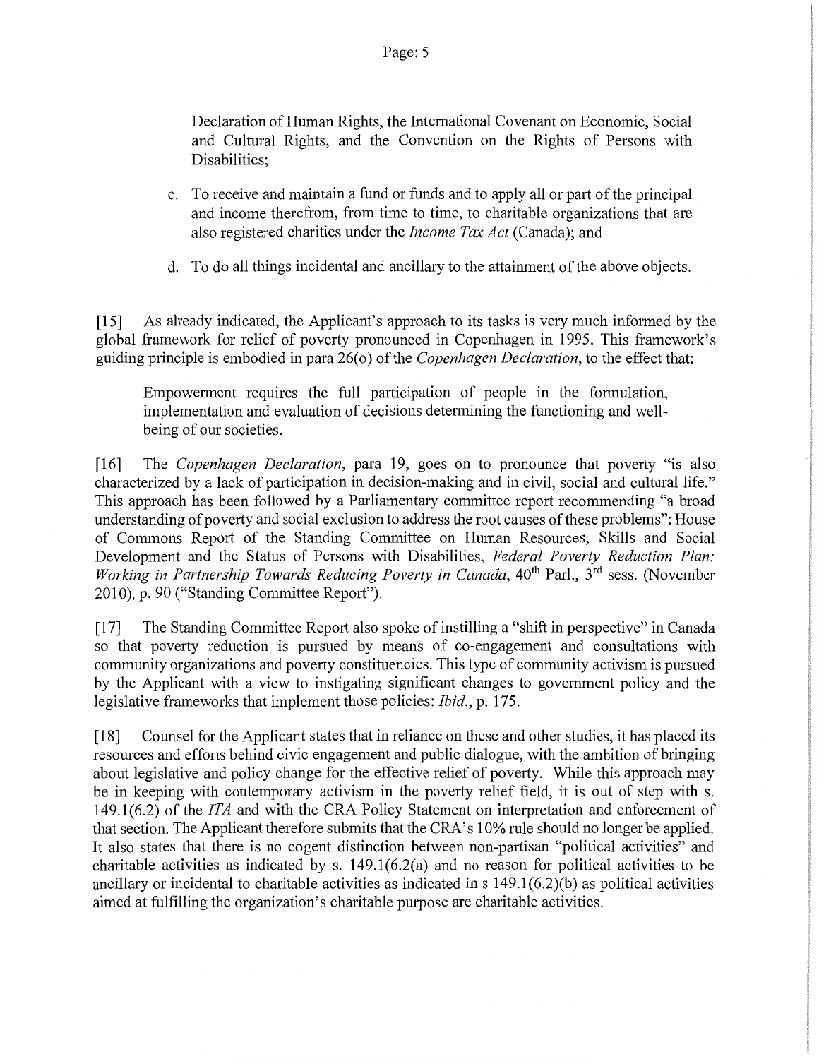Declaration of Human Rights, the International Covenant on Economic, Social and Cultural Rights, and the Convention on the Rights of Persons with Disabilities;

c. To receive and maintain a fund or funds and to apply all or part of the principal and income therefrom, from time to time, to charitable organizations that are also registered charities under the *Income Tax Act* (Canada); and

d. To do all things incidental and ancillary to the attainment of the above objects.

[15] As already indicated, the Applicant's approach to its tasks is very much informed by the global framework for relief of poverty pronounced in Copenhagen in 1995. This framework's guiding principle is embodied in para 26(o) of the *Copenhagen Declaration*, to the effect that:

> Empowerment requires the full participation of people in the formulation, implementation and evaluation of decisions determining the functioning and well-being of our societies.

[16] The *Copenhagen Declaration*, para 19, goes on to pronounce that poverty "is also characterized by a lack of participation in decision-making and in civil, social and cultural life." This approach has been followed by a Parliamentary committee report recommending "a broad understanding of poverty and social exclusion to address the root causes of these problems": House of Commons Report of the Standing Committee on Human Resources, Skills and Social Development and the Status of Persons with Disabilities, *Federal Poverty Reduction Plan: Working in Partnership Towards Reducing Poverty in Canada*, 40th Parl., 3rd sess. (November 2010), p. 90 ("Standing Committee Report").

[17] The Standing Committee Report also spoke of instilling a "shift in perspective" in Canada so that poverty reduction is pursued by means of co-engagement and consultations with community organizations and poverty constituencies. This type of community activism is pursued by the Applicant with a view to instigating significant changes to government policy and the legislative frameworks that implement those policies: *Ibid*., p. 175.

[18] Counsel for the Applicant states that in reliance on these and other studies, it has placed its resources and efforts behind civic engagement and public dialogue, with the ambition of bringing about legislative and policy change for the effective relief of poverty. While this approach may be in keeping with contemporary activism in the poverty relief field, it is out of step with s. 149.1(6.2) of the *ITA* and with the CRA Policy Statement on interpretation and enforcement of that section. The Applicant therefore submits that the CRA's 10% rule should no longer be applied. It also states that there is no cogent distinction between non-partisan "political activities" and charitable activities as indicated by s. 149.1(6.2(a) and no reason for political activities to be ancillary or incidental to charitable activities as indicated in s 149.1(6.2)(b) as political activities aimed at fulfilling the organization's charitable purpose are charitable activities.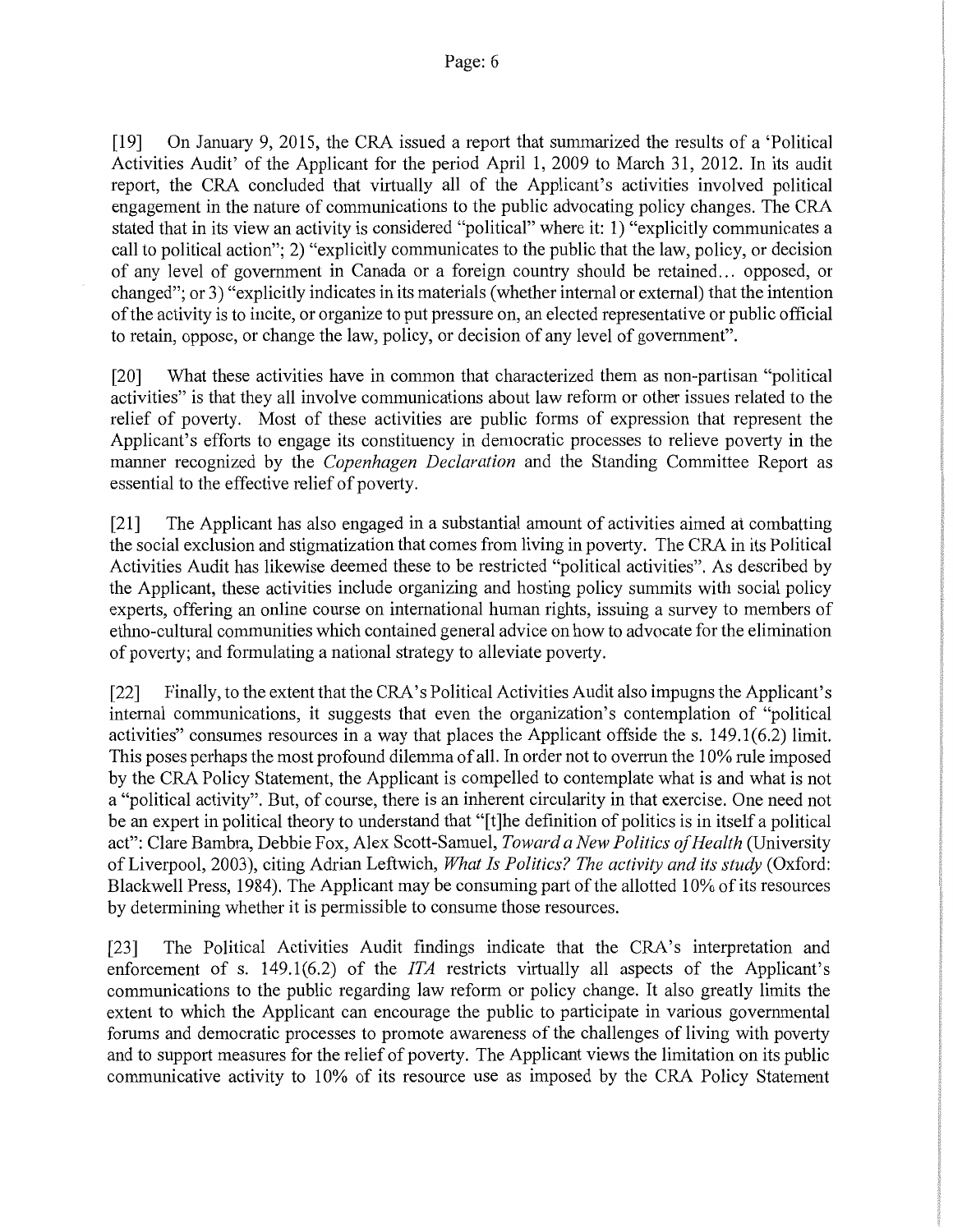[19] On January 9, 2015, the CRA issued a report that summarized the results of a 'Political Activities Audit' of the Applicant for the period April 1, 2009 to March 31, 2012. In its audit report, the CRA concluded that virtually all of the Applicant's activities involved political engagement in the nature of communications to the public advocating policy changes. The CRA stated that in its view an activity is considered "political" where it: 1) "explicitly communicates a call to political action"; 2) "explicitly communicates to the public that the law, policy, or decision of any level of government in Canada or a foreign country should be retained… opposed, or changed"; or 3) "explicitly indicates in its materials (whether internal or external) that the intention of the activity is to incite, or organize to put pressure on, an elected representative or public official to retain, oppose, or change the law, policy, or decision of any level of government".

[20] What these activities have in common that characterized them as non-partisan "political activities" is that they all involve communications about law reform or other issues related to the relief of poverty. Most of these activities are public forms of expression that represent the Applicant's efforts to engage its constituency in democratic processes to relieve poverty in the manner recognized by the *Copenhagen Declaration* and the Standing Committee Report as essential to the effective relief of poverty.

[21] The Applicant has also engaged in a substantial amount of activities aimed at combatting the social exclusion and stigmatization that comes from living in poverty. The CRA in its Political Activities Audit has likewise deemed these to be restricted "political activities". As described by the Applicant, these activities include organizing and hosting policy summits with social policy experts, offering an online course on international human rights, issuing a survey to members of ethno-cultural communities which contained general advice on how to advocate for the elimination of poverty; and formulating a national strategy to alleviate poverty.

[22] Finally, to the extent that the CRA's Political Activities Audit also impugns the Applicant's internal communications, it suggests that even the organization's contemplation of "political activities" consumes resources in a way that places the Applicant offside the s. 149.1(6.2) limit. This poses perhaps the most profound dilemma of all. In order not to overrun the 10% rule imposed by the CRA Policy Statement, the Applicant is compelled to contemplate what is and what is not a "political activity". But, of course, there is an inherent circularity in that exercise. One need not be an expert in political theory to understand that "[t]he definition of politics is in itself a political act": Clare Bambra, Debbie Fox, Alex Scott-Samuel, *Toward a New Politics of Health* (University of Liverpool, 2003), citing Adrian Leftwich, *What Is Politics? The activity and its study* (Oxford: Blackwell Press, 1984). The Applicant may be consuming part of the allotted 10% of its resources by determining whether it is permissible to consume those resources.

[23] The Political Activities Audit findings indicate that the CRA's interpretation and enforcement of s. 149.1(6.2) of the *ITA* restricts virtually all aspects of the Applicant's communications to the public regarding law reform or policy change. It also greatly limits the extent to which the Applicant can encourage the public to participate in various governmental forums and democratic processes to promote awareness of the challenges of living with poverty and to support measures for the relief of poverty. The Applicant views the limitation on its public communicative activity to 10% of its resource use as imposed by the CRA Policy Statement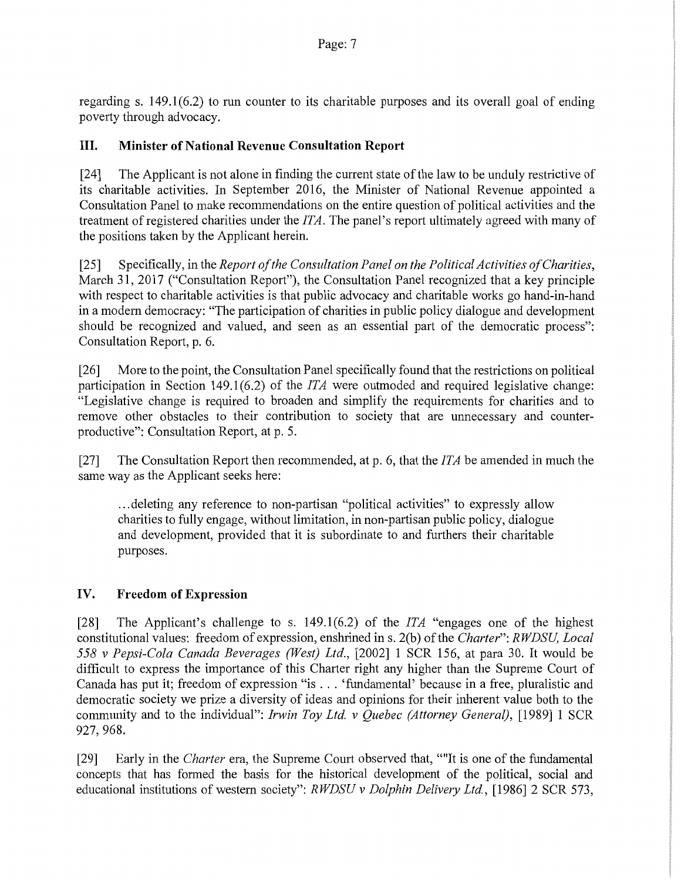regarding s. 149.1(6.2) to run counter to its charitable purposes and its overall goal of ending poverty through advocacy.

## III. Minister of National Revenue Consultation Report

[24] The Applicant is not alone in finding the current state of the law to be unduly restrictive of its charitable activities. In September 2016, the Minister of National Revenue appointed a Consultation Panel to make recommendations on the entire question of political activities and the treatment of registered charities under the *ITA*. The panel's report ultimately agreed with many of the positions taken by the Applicant herein.

[25] Specifically, in the *Report of the Consultation Panel on the Political Activities of Charities*, March 31, 2017 ("Consultation Report"), the Consultation Panel recognized that a key principle with respect to charitable activities is that public advocacy and charitable works go hand-in-hand in a modern democracy: "The participation of charities in public policy dialogue and development should be recognized and valued, and seen as an essential part of the democratic process": Consultation Report, p. 6.

[26] More to the point, the Consultation Panel specifically found that the restrictions on political participation in Section 149.1(6.2) of the *ITA* were outmoded and required legislative change: "Legislative change is required to broaden and simplify the requirements for charities and to remove other obstacles to their contribution to society that are unnecessary and counter-productive": Consultation Report, at p. 5.

[27] The Consultation Report then recommended, at p. 6, that the *ITA* be amended in much the same way as the Applicant seeks here:

> ...deleting any reference to non-partisan "political activities" to expressly allow charities to fully engage, without limitation, in non-partisan public policy, dialogue and development, provided that it is subordinate to and furthers their charitable purposes.

## IV. Freedom of Expression

[28] The Applicant's challenge to s. 149.1(6.2) of the *ITA* "engages one of the highest constitutional values: freedom of expression, enshrined in s. 2(b) of the *Charter*": *RWDSU, Local 558 v Pepsi-Cola Canada Beverages (West) Ltd.*, [2002] 1 SCR 156, at para 30. It would be difficult to express the importance of this Charter right any higher than the Supreme Court of Canada has put it; freedom of expression "is . . . 'fundamental' because in a free, pluralistic and democratic society we prize a diversity of ideas and opinions for their inherent value both to the community and to the individual": *Irwin Toy Ltd. v Quebec (Attorney General)*, [1989] 1 SCR 927, 968.

[29] Early in the *Charter* era, the Supreme Court observed that, ""It is one of the fundamental concepts that has formed the basis for the historical development of the political, social and educational institutions of western society": *RWDSU v Dolphin Delivery Ltd.*, [1986] 2 SCR 573,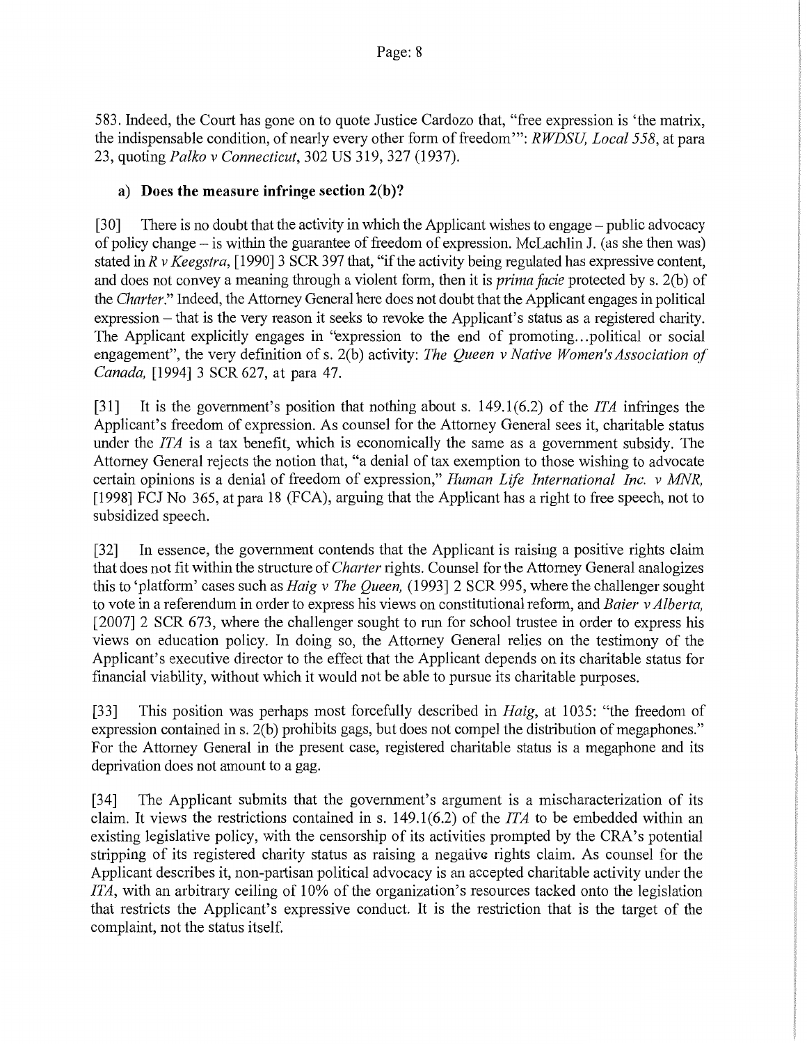583. Indeed, the Court has gone on to quote Justice Cardozo that, "free expression is 'the matrix, the indispensable condition, of nearly every other form of freedom'": *RWDSU, Local 558*, at para 23, quoting *Palko v Connecticut*, 302 US 319, 327 (1937).

### a) Does the measure infringe section 2(b)?

[30] There is no doubt that the activity in which the Applicant wishes to engage – public advocacy of policy change – is within the guarantee of freedom of expression. McLachlin J. (as she then was) stated in *R v Keegstra*, [1990] 3 SCR 397 that, "if the activity being regulated has expressive content, and does not convey a meaning through a violent form, then it is *prima facie* protected by s. 2(b) of the *Charter*." Indeed, the Attorney General here does not doubt that the Applicant engages in political expression – that is the very reason it seeks to revoke the Applicant's status as a registered charity. The Applicant explicitly engages in "expression to the end of promoting...political or social engagement", the very definition of s. 2(b) activity: *The Queen v Native Women's Association of Canada,* [1994] 3 SCR 627, at para 47.

[31] It is the government's position that nothing about s. 149.1(6.2) of the *ITA* infringes the Applicant's freedom of expression. As counsel for the Attorney General sees it, charitable status under the *ITA* is a tax benefit, which is economically the same as a government subsidy. The Attorney General rejects the notion that, "a denial of tax exemption to those wishing to advocate certain opinions is a denial of freedom of expression," *Human Life International Inc. v MNR,* [1998] FCJ No 365, at para 18 (FCA), arguing that the Applicant has a right to free speech, not to subsidized speech.

[32] In essence, the government contends that the Applicant is raising a positive rights claim that does not fit within the structure of *Charter* rights. Counsel for the Attorney General analogizes this to 'platform' cases such as *Haig v The Queen,* (1993] 2 SCR 995, where the challenger sought to vote in a referendum in order to express his views on constitutional reform, and *Baier v Alberta,* [2007] 2 SCR 673, where the challenger sought to run for school trustee in order to express his views on education policy. In doing so, the Attorney General relies on the testimony of the Applicant's executive director to the effect that the Applicant depends on its charitable status for financial viability, without which it would not be able to pursue its charitable purposes.

[33] This position was perhaps most forcefully described in *Haig*, at 1035: "the freedom of expression contained in s. 2(b) prohibits gags, but does not compel the distribution of megaphones." For the Attorney General in the present case, registered charitable status is a megaphone and its deprivation does not amount to a gag.

[34] The Applicant submits that the government's argument is a mischaracterization of its claim. It views the restrictions contained in s. 149.1(6.2) of the *ITA* to be embedded within an existing legislative policy, with the censorship of its activities prompted by the CRA's potential stripping of its registered charity status as raising a negative rights claim. As counsel for the Applicant describes it, non-partisan political advocacy is an accepted charitable activity under the *ITA*, with an arbitrary ceiling of 10% of the organization's resources tacked onto the legislation that restricts the Applicant's expressive conduct. It is the restriction that is the target of the complaint, not the status itself.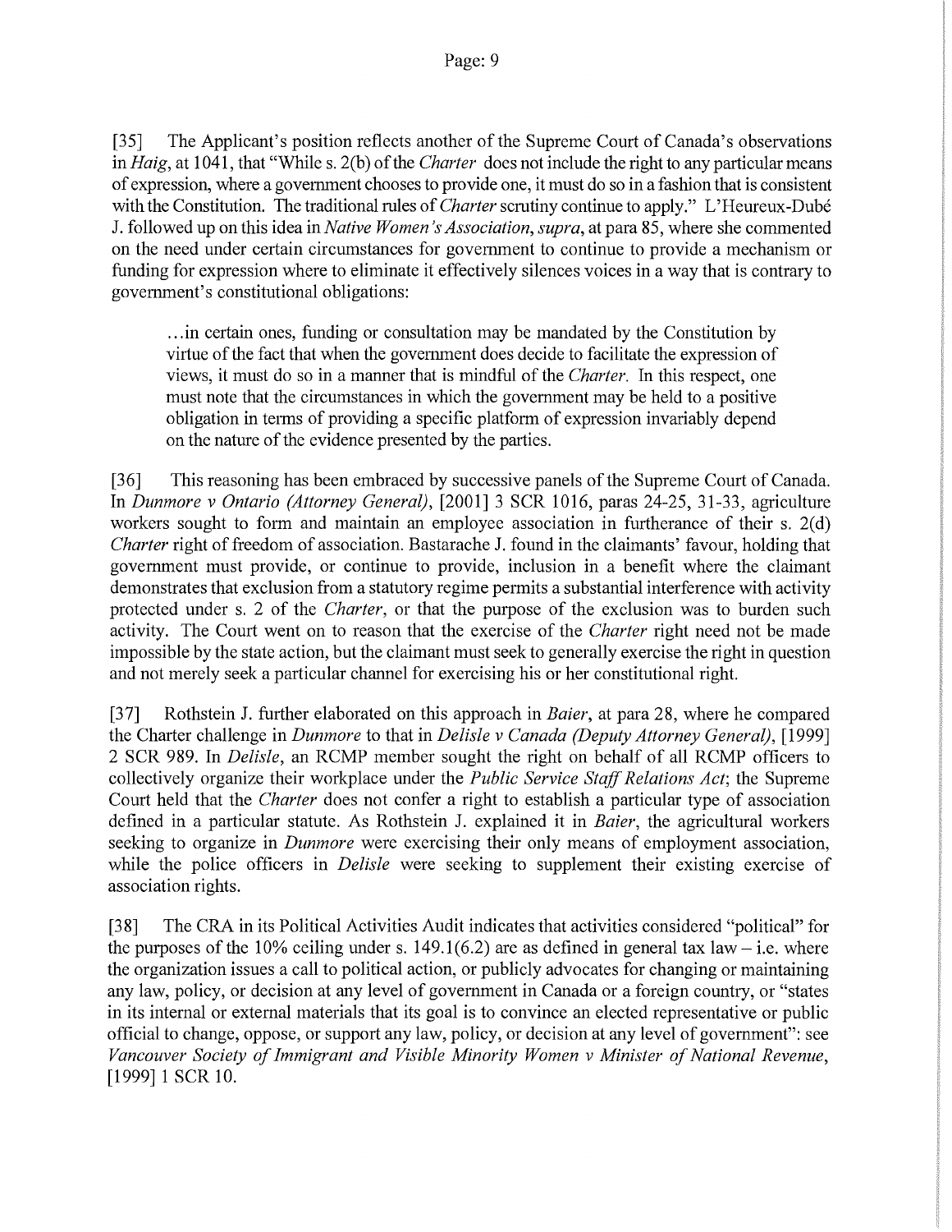[35] The Applicant's position reflects another of the Supreme Court of Canada's observations in *Haig*, at 1041, that "While s. 2(b) of the *Charter* does not include the right to any particular means of expression, where a government chooses to provide one, it must do so in a fashion that is consistent with the Constitution. The traditional rules of *Charter* scrutiny continue to apply." L'Heureux-Dubé J. followed up on this idea in *Native Women's Association, supra*, at para 85, where she commented on the need under certain circumstances for government to continue to provide a mechanism or funding for expression where to eliminate it effectively silences voices in a way that is contrary to government's constitutional obligations:

> …in certain ones, funding or consultation may be mandated by the Constitution by virtue of the fact that when the government does decide to facilitate the expression of views, it must do so in a manner that is mindful of the *Charter*. In this respect, one must note that the circumstances in which the government may be held to a positive obligation in terms of providing a specific platform of expression invariably depend on the nature of the evidence presented by the parties.

[36] This reasoning has been embraced by successive panels of the Supreme Court of Canada. In *Dunmore v Ontario (Attorney General)*, [2001] 3 SCR 1016, paras 24-25, 31-33, agriculture workers sought to form and maintain an employee association in furtherance of their s. 2(d) *Charter* right of freedom of association. Bastarache J. found in the claimants' favour, holding that government must provide, or continue to provide, inclusion in a benefit where the claimant demonstrates that exclusion from a statutory regime permits a substantial interference with activity protected under s. 2 of the *Charter*, or that the purpose of the exclusion was to burden such activity. The Court went on to reason that the exercise of the *Charter* right need not be made impossible by the state action, but the claimant must seek to generally exercise the right in question and not merely seek a particular channel for exercising his or her constitutional right.

[37] Rothstein J. further elaborated on this approach in *Baier*, at para 28, where he compared the Charter challenge in *Dunmore* to that in *Delisle v Canada (Deputy Attorney General)*, [1999] 2 SCR 989. In *Delisle*, an RCMP member sought the right on behalf of all RCMP officers to collectively organize their workplace under the *Public Service Staff Relations Act*; the Supreme Court held that the *Charter* does not confer a right to establish a particular type of association defined in a particular statute. As Rothstein J. explained it in *Baier*, the agricultural workers seeking to organize in *Dunmore* were exercising their only means of employment association, while the police officers in *Delisle* were seeking to supplement their existing exercise of association rights.

[38] The CRA in its Political Activities Audit indicates that activities considered "political" for the purposes of the 10% ceiling under s. 149.1(6.2) are as defined in general tax law – i.e. where the organization issues a call to political action, or publicly advocates for changing or maintaining any law, policy, or decision at any level of government in Canada or a foreign country, or "states in its internal or external materials that its goal is to convince an elected representative or public official to change, oppose, or support any law, policy, or decision at any level of government": see *Vancouver Society of Immigrant and Visible Minority Women v Minister of National Revenue*, [1999] 1 SCR 10.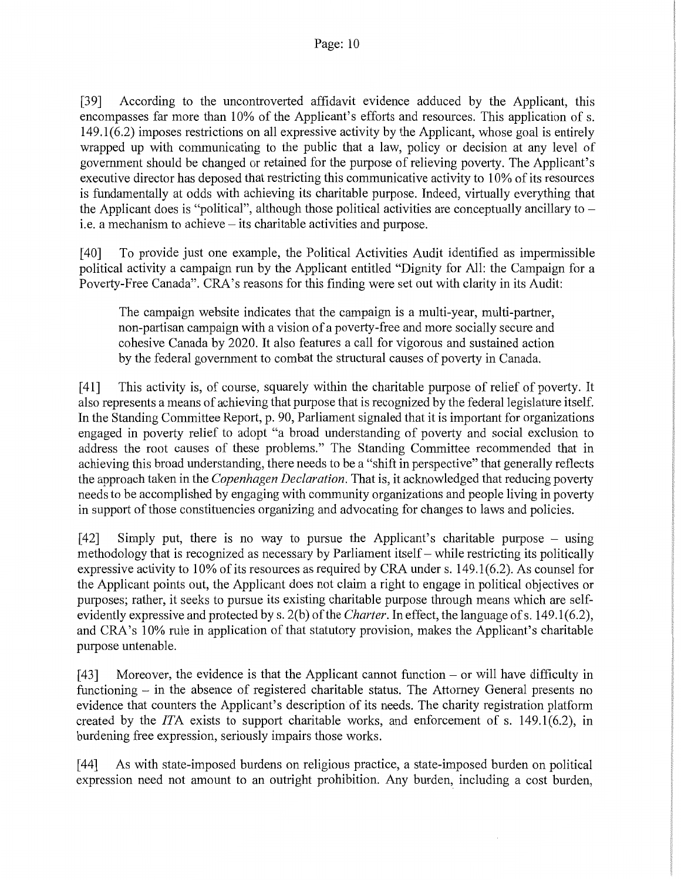[39] According to the uncontroverted affidavit evidence adduced by the Applicant, this encompasses far more than 10% of the Applicant's efforts and resources. This application of s. 149.1(6.2) imposes restrictions on all expressive activity by the Applicant, whose goal is entirely wrapped up with communicating to the public that a law, policy or decision at any level of government should be changed or retained for the purpose of relieving poverty. The Applicant's executive director has deposed that restricting this communicative activity to 10% of its resources is fundamentally at odds with achieving its charitable purpose. Indeed, virtually everything that the Applicant does is "political", although those political activities are conceptually ancillary to – i.e. a mechanism to achieve – its charitable activities and purpose.

[40] To provide just one example, the Political Activities Audit identified as impermissible political activity a campaign run by the Applicant entitled "Dignity for All: the Campaign for a Poverty-Free Canada". CRA's reasons for this finding were set out with clarity in its Audit:

> The campaign website indicates that the campaign is a multi-year, multi-partner, non-partisan campaign with a vision of a poverty-free and more socially secure and cohesive Canada by 2020. It also features a call for vigorous and sustained action by the federal government to combat the structural causes of poverty in Canada.

[41] This activity is, of course, squarely within the charitable purpose of relief of poverty. It also represents a means of achieving that purpose that is recognized by the federal legislature itself. In the Standing Committee Report, p. 90, Parliament signaled that it is important for organizations engaged in poverty relief to adopt "a broad understanding of poverty and social exclusion to address the root causes of these problems." The Standing Committee recommended that in achieving this broad understanding, there needs to be a "shift in perspective" that generally reflects the approach taken in the *Copenhagen Declaration*. That is, it acknowledged that reducing poverty needs to be accomplished by engaging with community organizations and people living in poverty in support of those constituencies organizing and advocating for changes to laws and policies.

[42] Simply put, there is no way to pursue the Applicant's charitable purpose – using methodology that is recognized as necessary by Parliament itself – while restricting its politically expressive activity to 10% of its resources as required by CRA under s. 149.1(6.2). As counsel for the Applicant points out, the Applicant does not claim a right to engage in political objectives or purposes; rather, it seeks to pursue its existing charitable purpose through means which are self-evidently expressive and protected by s. 2(b) of the *Charter*. In effect, the language of s. 149.1(6.2), and CRA's 10% rule in application of that statutory provision, makes the Applicant's charitable purpose untenable.

[43] Moreover, the evidence is that the Applicant cannot function – or will have difficulty in functioning – in the absence of registered charitable status. The Attorney General presents no evidence that counters the Applicant's description of its needs. The charity registration platform created by the *ITA* exists to support charitable works, and enforcement of s. 149.1(6.2), in burdening free expression, seriously impairs those works.

[44] As with state-imposed burdens on religious practice, a state-imposed burden on political expression need not amount to an outright prohibition. Any burden, including a cost burden,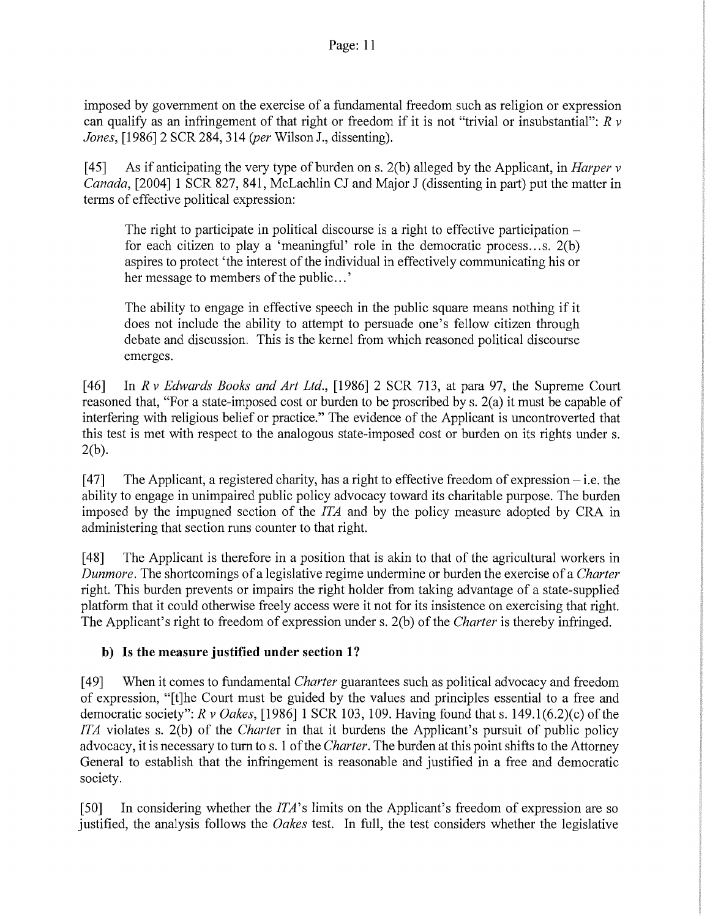imposed by government on the exercise of a fundamental freedom such as religion or expression can qualify as an infringement of that right or freedom if it is not "trivial or insubstantial": *R v Jones*, [1986] 2 SCR 284, 314 (*per* Wilson J., dissenting).

[45] As if anticipating the very type of burden on s. 2(b) alleged by the Applicant, in *Harper v Canada*, [2004] 1 SCR 827, 841, McLachlin CJ and Major J (dissenting in part) put the matter in terms of effective political expression:

> The right to participate in political discourse is a right to effective participation – for each citizen to play a 'meaningful' role in the democratic process…s. 2(b) aspires to protect 'the interest of the individual in effectively communicating his or her message to members of the public…'
>
> The ability to engage in effective speech in the public square means nothing if it does not include the ability to attempt to persuade one's fellow citizen through debate and discussion. This is the kernel from which reasoned political discourse emerges.

[46] In *R v Edwards Books and Art Ltd.*, [1986] 2 SCR 713, at para 97, the Supreme Court reasoned that, "For a state-imposed cost or burden to be proscribed by s. 2(a) it must be capable of interfering with religious belief or practice." The evidence of the Applicant is uncontroverted that this test is met with respect to the analogous state-imposed cost or burden on its rights under s. 2(b).

[47] The Applicant, a registered charity, has a right to effective freedom of expression – i.e. the ability to engage in unimpaired public policy advocacy toward its charitable purpose. The burden imposed by the impugned section of the *ITA* and by the policy measure adopted by CRA in administering that section runs counter to that right.

[48] The Applicant is therefore in a position that is akin to that of the agricultural workers in *Dunmore*. The shortcomings of a legislative regime undermine or burden the exercise of a *Charter* right. This burden prevents or impairs the right holder from taking advantage of a state-supplied platform that it could otherwise freely access were it not for its insistence on exercising that right. The Applicant's right to freedom of expression under s. 2(b) of the *Charter* is thereby infringed.

### b) Is the measure justified under section 1?

[49] When it comes to fundamental *Charter* guarantees such as political advocacy and freedom of expression, "[t]he Court must be guided by the values and principles essential to a free and democratic society": *R v Oakes*, [1986] 1 SCR 103, 109. Having found that s. 149.1(6.2)(c) of the *ITA* violates s. 2(b) of the *Charter* in that it burdens the Applicant's pursuit of public policy advocacy, it is necessary to turn to s. 1 of the *Charter*. The burden at this point shifts to the Attorney General to establish that the infringement is reasonable and justified in a free and democratic society.

[50] In considering whether the *ITA*'s limits on the Applicant's freedom of expression are so justified, the analysis follows the *Oakes* test. In full, the test considers whether the legislative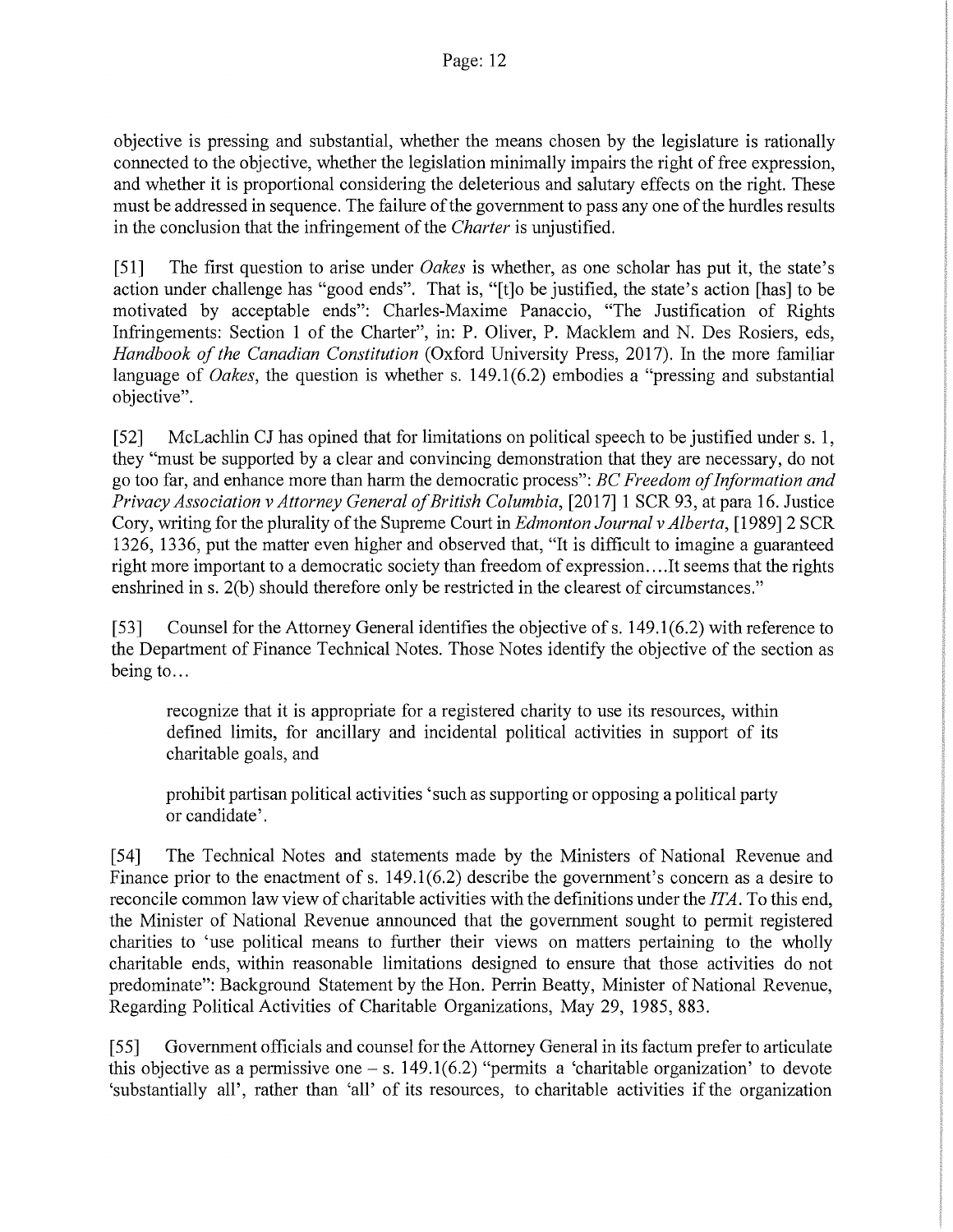objective is pressing and substantial, whether the means chosen by the legislature is rationally connected to the objective, whether the legislation minimally impairs the right of free expression, and whether it is proportional considering the deleterious and salutary effects on the right. These must be addressed in sequence. The failure of the government to pass any one of the hurdles results in the conclusion that the infringement of the *Charter* is unjustified.

[51] The first question to arise under *Oakes* is whether, as one scholar has put it, the state's action under challenge has "good ends". That is, "[t]o be justified, the state's action [has] to be motivated by acceptable ends": Charles-Maxime Panaccio, "The Justification of Rights Infringements: Section 1 of the Charter", in: P. Oliver, P. Macklem and N. Des Rosiers, eds, *Handbook of the Canadian Constitution* (Oxford University Press, 2017). In the more familiar language of *Oakes*, the question is whether s. 149.1(6.2) embodies a "pressing and substantial objective".

[52] McLachlin CJ has opined that for limitations on political speech to be justified under s. 1, they "must be supported by a clear and convincing demonstration that they are necessary, do not go too far, and enhance more than harm the democratic process": *BC Freedom of Information and Privacy Association v Attorney General of British Columbia*, [2017] 1 SCR 93, at para 16. Justice Cory, writing for the plurality of the Supreme Court in *Edmonton Journal v Alberta*, [1989] 2 SCR 1326, 1336, put the matter even higher and observed that, "It is difficult to imagine a guaranteed right more important to a democratic society than freedom of expression….It seems that the rights enshrined in s. 2(b) should therefore only be restricted in the clearest of circumstances."

[53] Counsel for the Attorney General identifies the objective of s. 149.1(6.2) with reference to the Department of Finance Technical Notes. Those Notes identify the objective of the section as being to…

> recognize that it is appropriate for a registered charity to use its resources, within defined limits, for ancillary and incidental political activities in support of its charitable goals, and
>
> prohibit partisan political activities 'such as supporting or opposing a political party or candidate'.

[54] The Technical Notes and statements made by the Ministers of National Revenue and Finance prior to the enactment of s. 149.1(6.2) describe the government's concern as a desire to reconcile common law view of charitable activities with the definitions under the *ITA*. To this end, the Minister of National Revenue announced that the government sought to permit registered charities to 'use political means to further their views on matters pertaining to the wholly charitable ends, within reasonable limitations designed to ensure that those activities do not predominate": Background Statement by the Hon. Perrin Beatty, Minister of National Revenue, Regarding Political Activities of Charitable Organizations, May 29, 1985, 883.

[55] Government officials and counsel for the Attorney General in its factum prefer to articulate this objective as a permissive one – s. 149.1(6.2) "permits a 'charitable organization' to devote 'substantially all', rather than 'all' of its resources, to charitable activities if the organization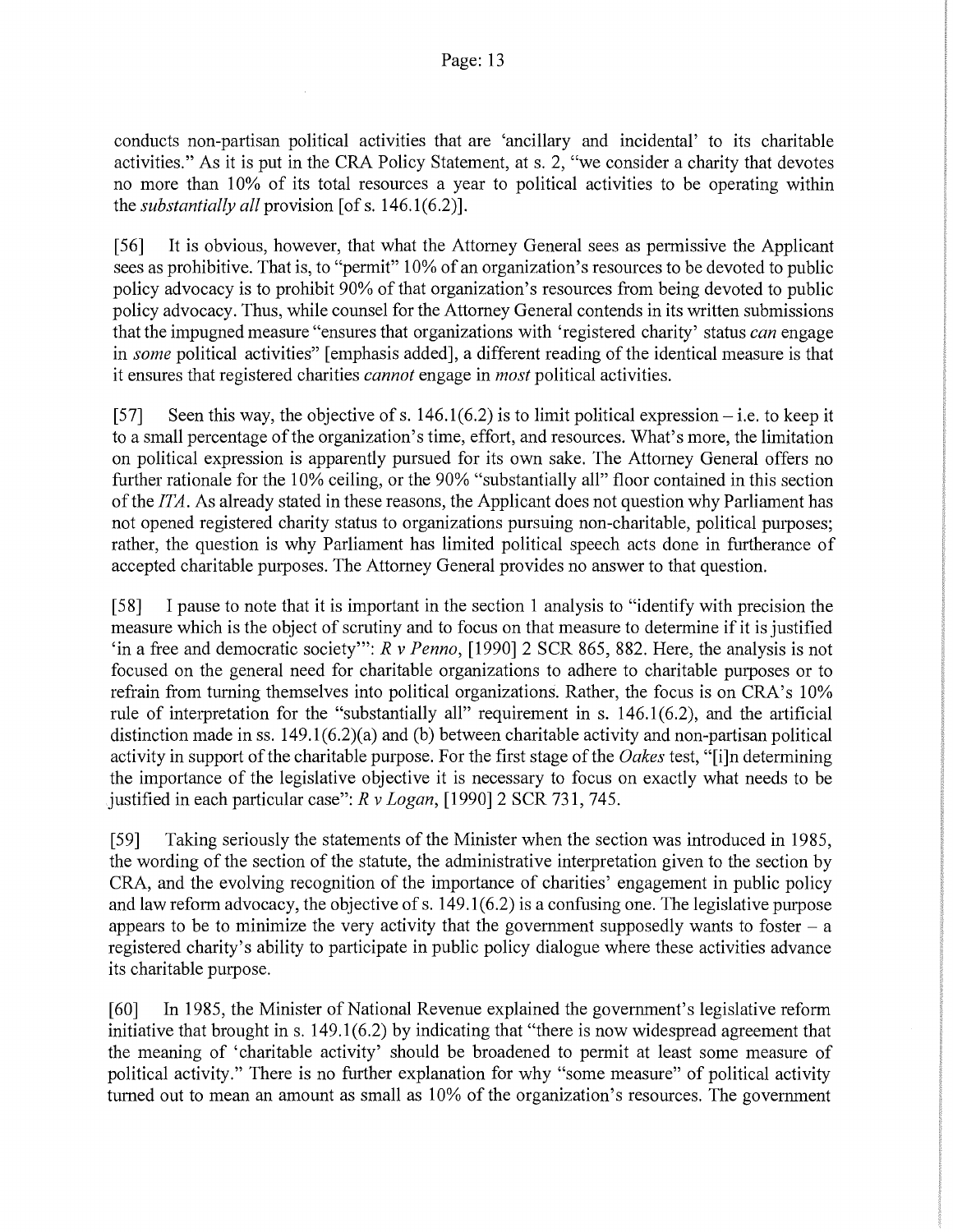conducts non-partisan political activities that are 'ancillary and incidental' to its charitable activities." As it is put in the CRA Policy Statement, at s. 2, "we consider a charity that devotes no more than 10% of its total resources a year to political activities to be operating within the *substantially all* provision [of s. 146.1(6.2)].

[56] It is obvious, however, that what the Attorney General sees as permissive the Applicant sees as prohibitive. That is, to "permit" 10% of an organization's resources to be devoted to public policy advocacy is to prohibit 90% of that organization's resources from being devoted to public policy advocacy. Thus, while counsel for the Attorney General contends in its written submissions that the impugned measure "ensures that organizations with 'registered charity' status *can* engage in *some* political activities" [emphasis added], a different reading of the identical measure is that it ensures that registered charities *cannot* engage in *most* political activities.

[57] Seen this way, the objective of s. 146.1(6.2) is to limit political expression – i.e. to keep it to a small percentage of the organization's time, effort, and resources. What's more, the limitation on political expression is apparently pursued for its own sake. The Attorney General offers no further rationale for the 10% ceiling, or the 90% "substantially all" floor contained in this section of the *ITA*. As already stated in these reasons, the Applicant does not question why Parliament has not opened registered charity status to organizations pursuing non-charitable, political purposes; rather, the question is why Parliament has limited political speech acts done in furtherance of accepted charitable purposes. The Attorney General provides no answer to that question.

[58] I pause to note that it is important in the section 1 analysis to "identify with precision the measure which is the object of scrutiny and to focus on that measure to determine if it is justified 'in a free and democratic society'": *R v Penno*, [1990] 2 SCR 865, 882. Here, the analysis is not focused on the general need for charitable organizations to adhere to charitable purposes or to refrain from turning themselves into political organizations. Rather, the focus is on CRA's 10% rule of interpretation for the "substantially all" requirement in s. 146.1(6.2), and the artificial distinction made in ss. 149.1(6.2)(a) and (b) between charitable activity and non-partisan political activity in support of the charitable purpose. For the first stage of the *Oakes* test, "[i]n determining the importance of the legislative objective it is necessary to focus on exactly what needs to be justified in each particular case": *R v Logan*, [1990] 2 SCR 731, 745.

[59] Taking seriously the statements of the Minister when the section was introduced in 1985, the wording of the section of the statute, the administrative interpretation given to the section by CRA, and the evolving recognition of the importance of charities' engagement in public policy and law reform advocacy, the objective of s. 149.1(6.2) is a confusing one. The legislative purpose appears to be to minimize the very activity that the government supposedly wants to foster – a registered charity's ability to participate in public policy dialogue where these activities advance its charitable purpose.

[60] In 1985, the Minister of National Revenue explained the government's legislative reform initiative that brought in s. 149.1(6.2) by indicating that "there is now widespread agreement that the meaning of 'charitable activity' should be broadened to permit at least some measure of political activity." There is no further explanation for why "some measure" of political activity turned out to mean an amount as small as 10% of the organization's resources. The government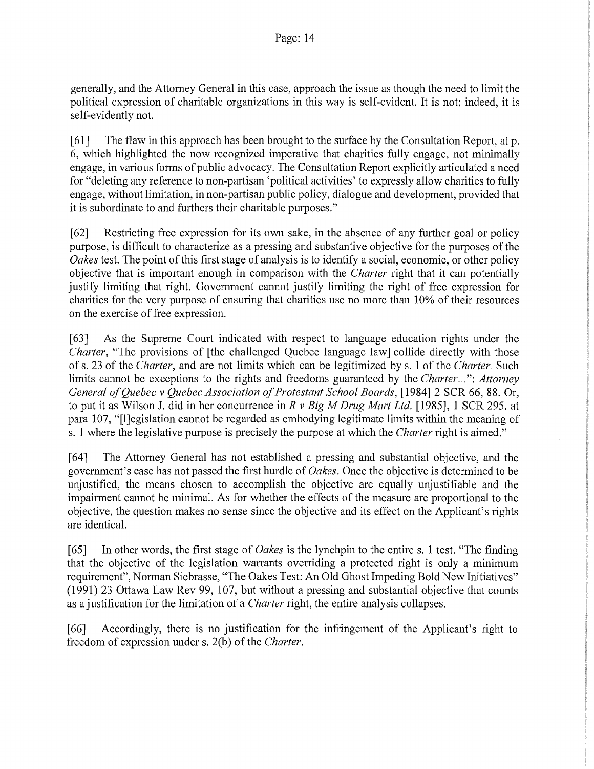generally, and the Attorney General in this case, approach the issue as though the need to limit the political expression of charitable organizations in this way is self-evident. It is not; indeed, it is self-evidently not.

[61] The flaw in this approach has been brought to the surface by the Consultation Report, at p. 6, which highlighted the now recognized imperative that charities fully engage, not minimally engage, in various forms of public advocacy. The Consultation Report explicitly articulated a need for "deleting any reference to non-partisan 'political activities' to expressly allow charities to fully engage, without limitation, in non-partisan public policy, dialogue and development, provided that it is subordinate to and furthers their charitable purposes."

[62] Restricting free expression for its own sake, in the absence of any further goal or policy purpose, is difficult to characterize as a pressing and substantive objective for the purposes of the *Oakes* test. The point of this first stage of analysis is to identify a social, economic, or other policy objective that is important enough in comparison with the *Charter* right that it can potentially justify limiting that right. Government cannot justify limiting the right of free expression for charities for the very purpose of ensuring that charities use no more than 10% of their resources on the exercise of free expression.

[63] As the Supreme Court indicated with respect to language education rights under the *Charter*, "The provisions of [the challenged Quebec language law] collide directly with those of s. 23 of the *Charter*, and are not limits which can be legitimized by s. 1 of the *Charter*. Such limits cannot be exceptions to the rights and freedoms guaranteed by the *Charter*...": *Attorney General of Quebec v Quebec Association of Protestant School Boards*, [1984] 2 SCR 66, 88. Or, to put it as Wilson J. did in her concurrence in *R v Big M Drug Mart Ltd.* [1985], 1 SCR 295, at para 107, "[l]egislation cannot be regarded as embodying legitimate limits within the meaning of s. 1 where the legislative purpose is precisely the purpose at which the *Charter* right is aimed."

[64] The Attorney General has not established a pressing and substantial objective, and the government's case has not passed the first hurdle of *Oakes*. Once the objective is determined to be unjustified, the means chosen to accomplish the objective are equally unjustifiable and the impairment cannot be minimal. As for whether the effects of the measure are proportional to the objective, the question makes no sense since the objective and its effect on the Applicant's rights are identical.

[65] In other words, the first stage of *Oakes* is the lynchpin to the entire s. 1 test. "The finding that the objective of the legislation warrants overriding a protected right is only a minimum requirement", Norman Siebrasse, "The Oakes Test: An Old Ghost Impeding Bold New Initiatives" (1991) 23 Ottawa Law Rev 99, 107, but without a pressing and substantial objective that counts as a justification for the limitation of a *Charter* right, the entire analysis collapses.

[66] Accordingly, there is no justification for the infringement of the Applicant's right to freedom of expression under s. 2(b) of the *Charter*.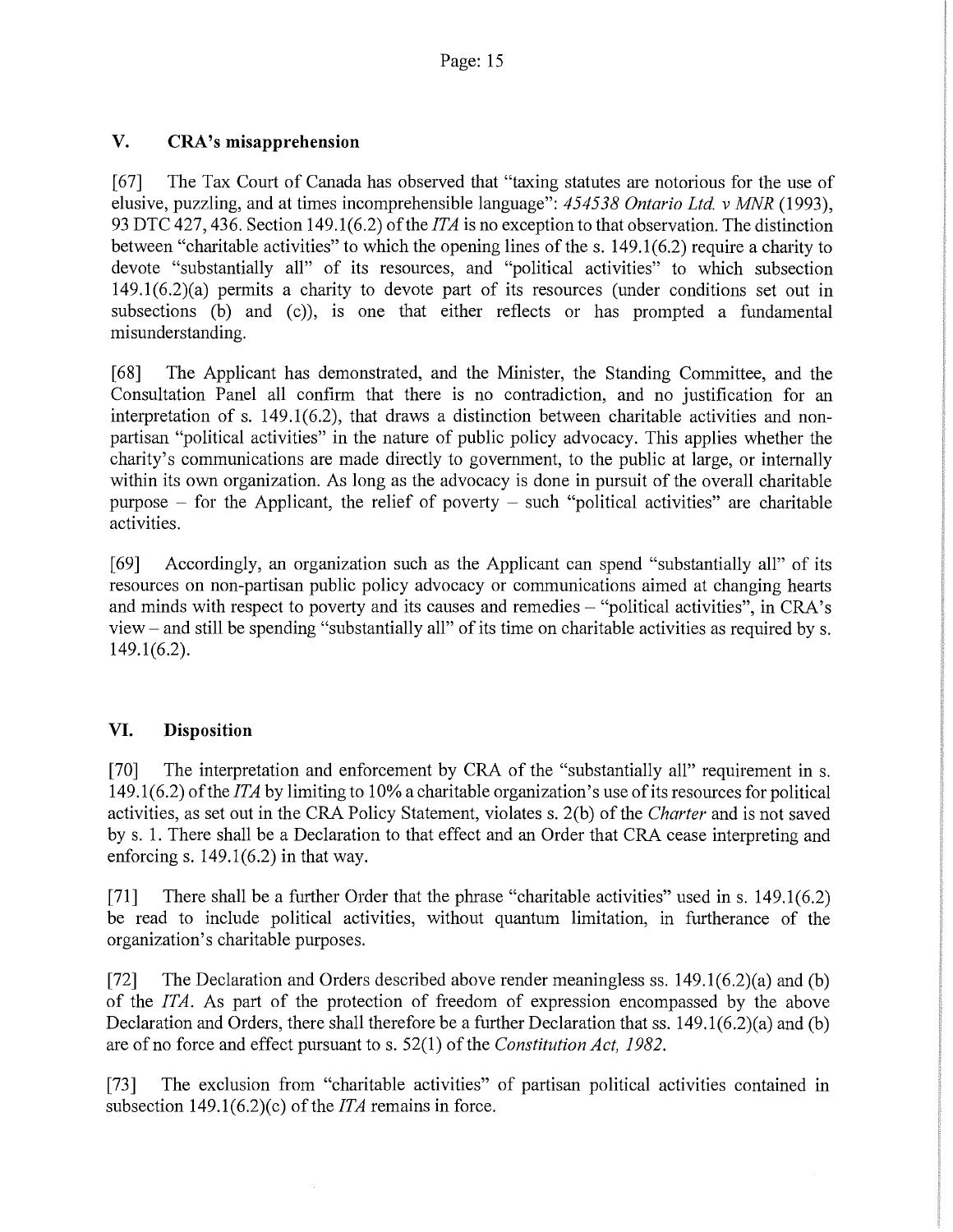## V. CRA's misapprehension

[67] The Tax Court of Canada has observed that "taxing statutes are notorious for the use of elusive, puzzling, and at times incomprehensible language": *454538 Ontario Ltd. v MNR* (1993), 93 DTC 427, 436. Section 149.1(6.2) of the *ITA* is no exception to that observation. The distinction between "charitable activities" to which the opening lines of the s. 149.1(6.2) require a charity to devote "substantially all" of its resources, and "political activities" to which subsection 149.1(6.2)(a) permits a charity to devote part of its resources (under conditions set out in subsections (b) and (c)), is one that either reflects or has prompted a fundamental misunderstanding.

[68] The Applicant has demonstrated, and the Minister, the Standing Committee, and the Consultation Panel all confirm that there is no contradiction, and no justification for an interpretation of s. 149.1(6.2), that draws a distinction between charitable activities and non-partisan "political activities" in the nature of public policy advocacy. This applies whether the charity's communications are made directly to government, to the public at large, or internally within its own organization. As long as the advocacy is done in pursuit of the overall charitable purpose – for the Applicant, the relief of poverty – such "political activities" are charitable activities.

[69] Accordingly, an organization such as the Applicant can spend "substantially all" of its resources on non-partisan public policy advocacy or communications aimed at changing hearts and minds with respect to poverty and its causes and remedies – "political activities", in CRA's view – and still be spending "substantially all" of its time on charitable activities as required by s. 149.1(6.2).

## VI. Disposition

[70] The interpretation and enforcement by CRA of the "substantially all" requirement in s. 149.1(6.2) of the *ITA* by limiting to 10% a charitable organization's use of its resources for political activities, as set out in the CRA Policy Statement, violates s. 2(b) of the *Charter* and is not saved by s. 1. There shall be a Declaration to that effect and an Order that CRA cease interpreting and enforcing s. 149.1(6.2) in that way.

[71] There shall be a further Order that the phrase "charitable activities" used in s. 149.1(6.2) be read to include political activities, without quantum limitation, in furtherance of the organization's charitable purposes.

[72] The Declaration and Orders described above render meaningless ss. 149.1(6.2)(a) and (b) of the *ITA*. As part of the protection of freedom of expression encompassed by the above Declaration and Orders, there shall therefore be a further Declaration that ss. 149.1(6.2)(a) and (b) are of no force and effect pursuant to s. 52(1) of the *Constitution Act, 1982*.

[73] The exclusion from "charitable activities" of partisan political activities contained in subsection 149.1(6.2)(c) of the *ITA* remains in force.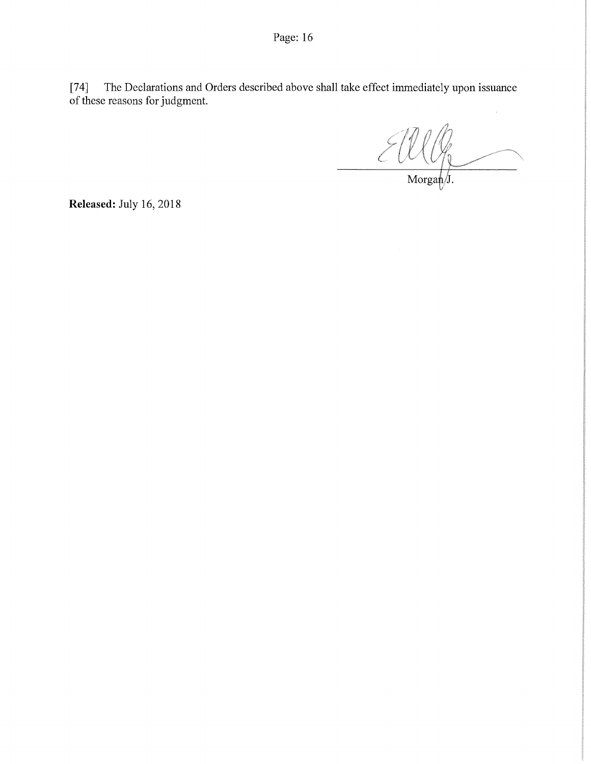[74] The Declarations and Orders described above shall take effect immediately upon issuance of these reasons for judgment.

Morgan J.

**Released:** July 16, 2018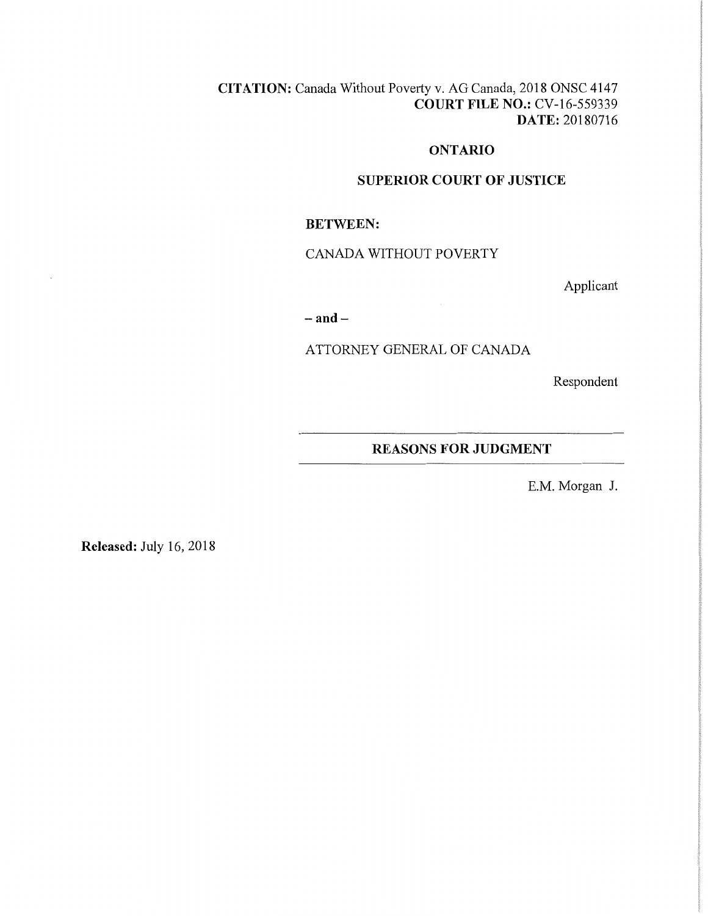**CITATION:** Canada Without Poverty v. AG Canada, 2018 ONSC 4147
**COURT FILE NO.:** CV-16-559339
**DATE:** 20180716

**ONTARIO**

**SUPERIOR COURT OF JUSTICE**

**BETWEEN:**

CANADA WITHOUT POVERTY

Applicant

**– and –**

ATTORNEY GENERAL OF CANADA

Respondent

**REASONS FOR JUDGMENT**

E.M. Morgan J.

**Released:** July 16, 2018